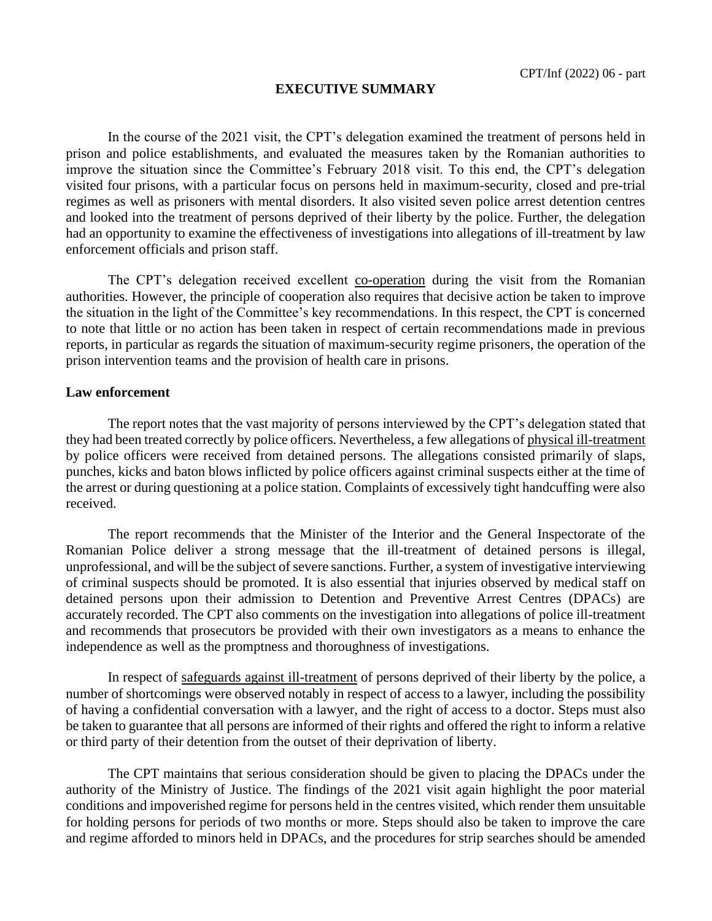# EXECUTIVE SUMMARY

In the course of the 2021 visit, the CPT's delegation examined the treatment of persons held in prison and police establishments, and evaluated the measures taken by the Romanian authorities to improve the situation since the Committee's February 2018 visit. To this end, the CPT's delegation visited four prisons, with a particular focus on persons held in maximum-security, closed and pre-trial regimes as well as prisoners with mental disorders. It also visited seven police arrest detention centres and looked into the treatment of persons deprived of their liberty by the police. Further, the delegation had an opportunity to examine the effectiveness of investigations into allegations of ill-treatment by law enforcement officials and prison staff.

The CPT's delegation received excellent co-operation during the visit from the Romanian authorities. However, the principle of cooperation also requires that decisive action be taken to improve the situation in the light of the Committee's key recommendations. In this respect, the CPT is concerned to note that little or no action has been taken in respect of certain recommendations made in previous reports, in particular as regards the situation of maximum-security regime prisoners, the operation of the prison intervention teams and the provision of health care in prisons.

**Law enforcement**

The report notes that the vast majority of persons interviewed by the CPT's delegation stated that they had been treated correctly by police officers. Nevertheless, a few allegations of physical ill-treatment by police officers were received from detained persons. The allegations consisted primarily of slaps, punches, kicks and baton blows inflicted by police officers against criminal suspects either at the time of the arrest or during questioning at a police station. Complaints of excessively tight handcuffing were also received.

The report recommends that the Minister of the Interior and the General Inspectorate of the Romanian Police deliver a strong message that the ill-treatment of detained persons is illegal, unprofessional, and will be the subject of severe sanctions. Further, a system of investigative interviewing of criminal suspects should be promoted. It is also essential that injuries observed by medical staff on detained persons upon their admission to Detention and Preventive Arrest Centres (DPACs) are accurately recorded. The CPT also comments on the investigation into allegations of police ill-treatment and recommends that prosecutors be provided with their own investigators as a means to enhance the independence as well as the promptness and thoroughness of investigations.

In respect of safeguards against ill-treatment of persons deprived of their liberty by the police, a number of shortcomings were observed notably in respect of access to a lawyer, including the possibility of having a confidential conversation with a lawyer, and the right of access to a doctor. Steps must also be taken to guarantee that all persons are informed of their rights and offered the right to inform a relative or third party of their detention from the outset of their deprivation of liberty.

The CPT maintains that serious consideration should be given to placing the DPACs under the authority of the Ministry of Justice. The findings of the 2021 visit again highlight the poor material conditions and impoverished regime for persons held in the centres visited, which render them unsuitable for holding persons for periods of two months or more. Steps should also be taken to improve the care and regime afforded to minors held in DPACs, and the procedures for strip searches should be amended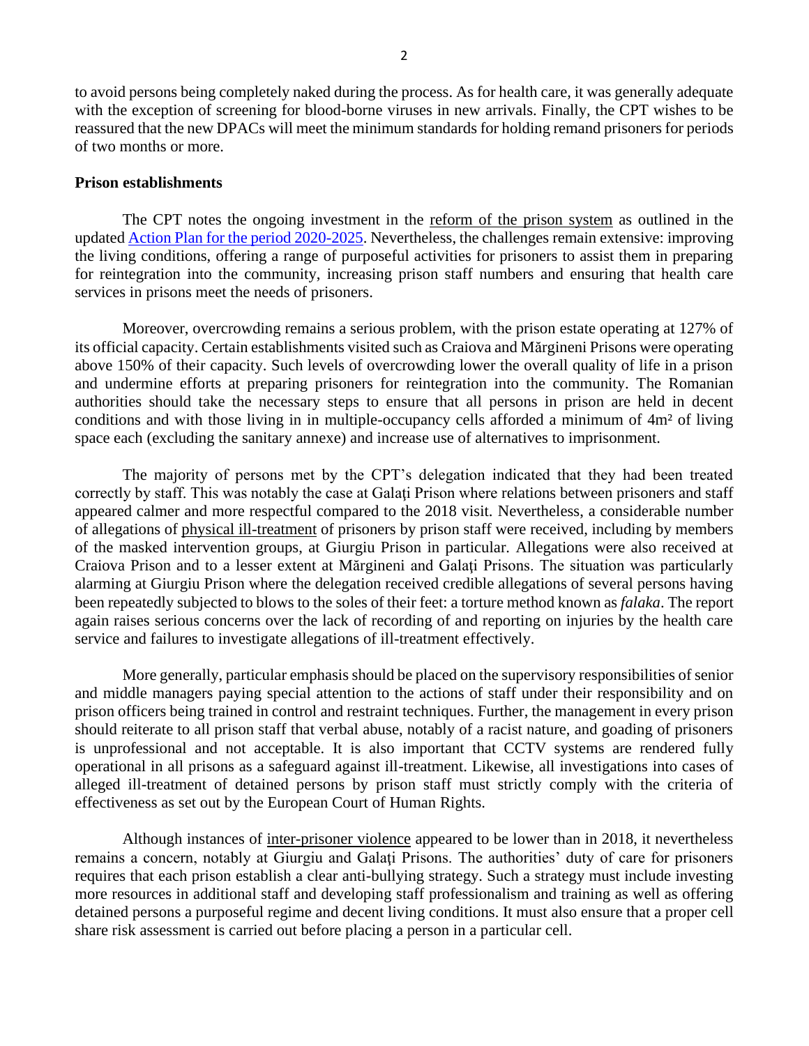to avoid persons being completely naked during the process. As for health care, it was generally adequate with the exception of screening for blood-borne viruses in new arrivals. Finally, the CPT wishes to be reassured that the new DPACs will meet the minimum standards for holding remand prisoners for periods of two months or more.

**Prison establishments**

The CPT notes the ongoing investment in the reform of the prison system as outlined in the updated [Action Plan for the period 2020-2025](). Nevertheless, the challenges remain extensive: improving the living conditions, offering a range of purposeful activities for prisoners to assist them in preparing for reintegration into the community, increasing prison staff numbers and ensuring that health care services in prisons meet the needs of prisoners.

Moreover, overcrowding remains a serious problem, with the prison estate operating at 127% of its official capacity. Certain establishments visited such as Craiova and Mărgineni Prisons were operating above 150% of their capacity. Such levels of overcrowding lower the overall quality of life in a prison and undermine efforts at preparing prisoners for reintegration into the community. The Romanian authorities should take the necessary steps to ensure that all persons in prison are held in decent conditions and with those living in in multiple-occupancy cells afforded a minimum of 4m² of living space each (excluding the sanitary annexe) and increase use of alternatives to imprisonment.

The majority of persons met by the CPT's delegation indicated that they had been treated correctly by staff. This was notably the case at Galați Prison where relations between prisoners and staff appeared calmer and more respectful compared to the 2018 visit. Nevertheless, a considerable number of allegations of physical ill-treatment of prisoners by prison staff were received, including by members of the masked intervention groups, at Giurgiu Prison in particular. Allegations were also received at Craiova Prison and to a lesser extent at Mărgineni and Galați Prisons. The situation was particularly alarming at Giurgiu Prison where the delegation received credible allegations of several persons having been repeatedly subjected to blows to the soles of their feet: a torture method known as *falaka*. The report again raises serious concerns over the lack of recording of and reporting on injuries by the health care service and failures to investigate allegations of ill-treatment effectively.

More generally, particular emphasis should be placed on the supervisory responsibilities of senior and middle managers paying special attention to the actions of staff under their responsibility and on prison officers being trained in control and restraint techniques. Further, the management in every prison should reiterate to all prison staff that verbal abuse, notably of a racist nature, and goading of prisoners is unprofessional and not acceptable. It is also important that CCTV systems are rendered fully operational in all prisons as a safeguard against ill-treatment. Likewise, all investigations into cases of alleged ill-treatment of detained persons by prison staff must strictly comply with the criteria of effectiveness as set out by the European Court of Human Rights.

Although instances of inter-prisoner violence appeared to be lower than in 2018, it nevertheless remains a concern, notably at Giurgiu and Galați Prisons. The authorities' duty of care for prisoners requires that each prison establish a clear anti-bullying strategy. Such a strategy must include investing more resources in additional staff and developing staff professionalism and training as well as offering detained persons a purposeful regime and decent living conditions. It must also ensure that a proper cell share risk assessment is carried out before placing a person in a particular cell.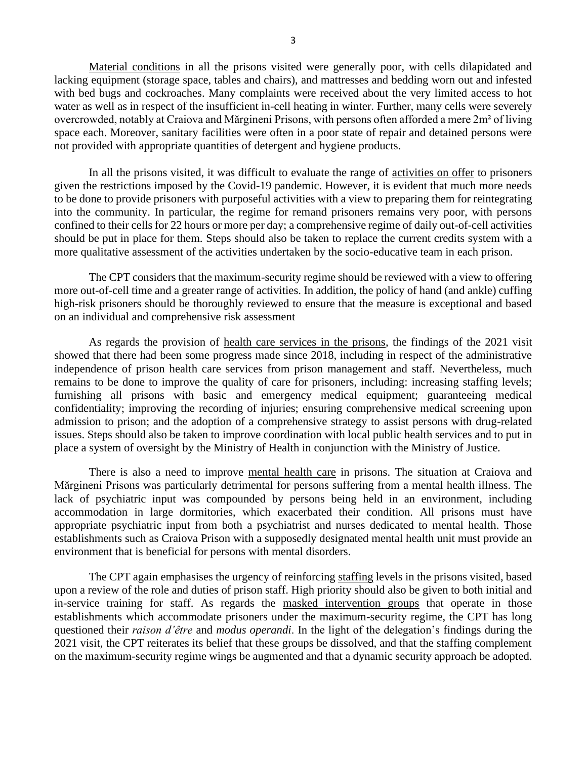Material conditions in all the prisons visited were generally poor, with cells dilapidated and lacking equipment (storage space, tables and chairs), and mattresses and bedding worn out and infested with bed bugs and cockroaches. Many complaints were received about the very limited access to hot water as well as in respect of the insufficient in-cell heating in winter. Further, many cells were severely overcrowded, notably at Craiova and Mărgineni Prisons, with persons often afforded a mere 2m² of living space each. Moreover, sanitary facilities were often in a poor state of repair and detained persons were not provided with appropriate quantities of detergent and hygiene products.

In all the prisons visited, it was difficult to evaluate the range of activities on offer to prisoners given the restrictions imposed by the Covid-19 pandemic. However, it is evident that much more needs to be done to provide prisoners with purposeful activities with a view to preparing them for reintegrating into the community. In particular, the regime for remand prisoners remains very poor, with persons confined to their cells for 22 hours or more per day; a comprehensive regime of daily out-of-cell activities should be put in place for them. Steps should also be taken to replace the current credits system with a more qualitative assessment of the activities undertaken by the socio-educative team in each prison.

The CPT considers that the maximum-security regime should be reviewed with a view to offering more out-of-cell time and a greater range of activities. In addition, the policy of hand (and ankle) cuffing high-risk prisoners should be thoroughly reviewed to ensure that the measure is exceptional and based on an individual and comprehensive risk assessment

As regards the provision of health care services in the prisons, the findings of the 2021 visit showed that there had been some progress made since 2018, including in respect of the administrative independence of prison health care services from prison management and staff. Nevertheless, much remains to be done to improve the quality of care for prisoners, including: increasing staffing levels; furnishing all prisons with basic and emergency medical equipment; guaranteeing medical confidentiality; improving the recording of injuries; ensuring comprehensive medical screening upon admission to prison; and the adoption of a comprehensive strategy to assist persons with drug-related issues. Steps should also be taken to improve coordination with local public health services and to put in place a system of oversight by the Ministry of Health in conjunction with the Ministry of Justice.

There is also a need to improve mental health care in prisons. The situation at Craiova and Mărgineni Prisons was particularly detrimental for persons suffering from a mental health illness. The lack of psychiatric input was compounded by persons being held in an environment, including accommodation in large dormitories, which exacerbated their condition. All prisons must have appropriate psychiatric input from both a psychiatrist and nurses dedicated to mental health. Those establishments such as Craiova Prison with a supposedly designated mental health unit must provide an environment that is beneficial for persons with mental disorders.

The CPT again emphasises the urgency of reinforcing staffing levels in the prisons visited, based upon a review of the role and duties of prison staff. High priority should also be given to both initial and in-service training for staff. As regards the masked intervention groups that operate in those establishments which accommodate prisoners under the maximum-security regime, the CPT has long questioned their *raison d'être* and *modus operandi*. In the light of the delegation's findings during the 2021 visit, the CPT reiterates its belief that these groups be dissolved, and that the staffing complement on the maximum-security regime wings be augmented and that a dynamic security approach be adopted.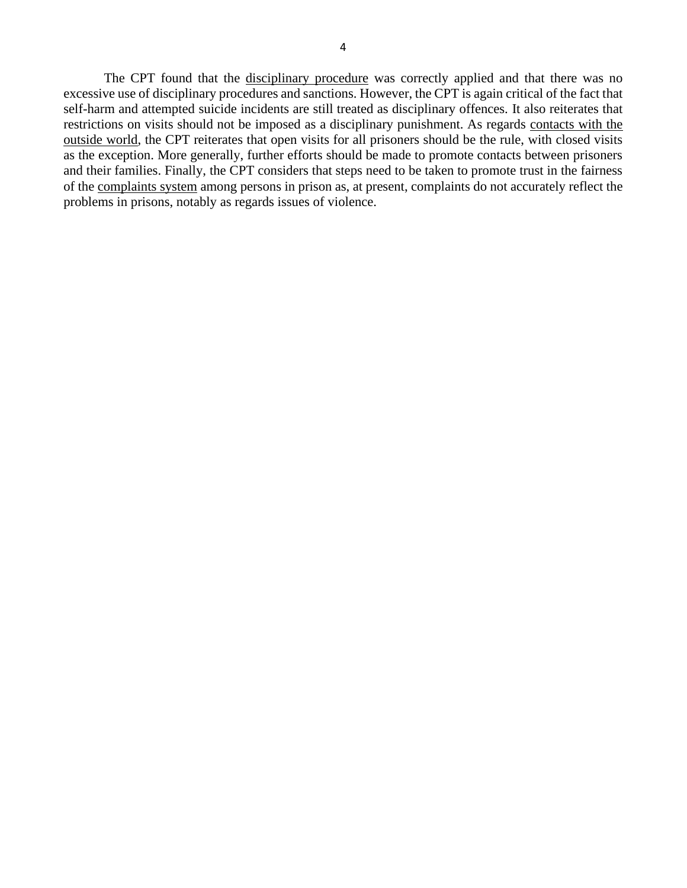The CPT found that the disciplinary procedure was correctly applied and that there was no excessive use of disciplinary procedures and sanctions. However, the CPT is again critical of the fact that self-harm and attempted suicide incidents are still treated as disciplinary offences. It also reiterates that restrictions on visits should not be imposed as a disciplinary punishment. As regards contacts with the outside world, the CPT reiterates that open visits for all prisoners should be the rule, with closed visits as the exception. More generally, further efforts should be made to promote contacts between prisoners and their families. Finally, the CPT considers that steps need to be taken to promote trust in the fairness of the complaints system among persons in prison as, at present, complaints do not accurately reflect the problems in prisons, notably as regards issues of violence.